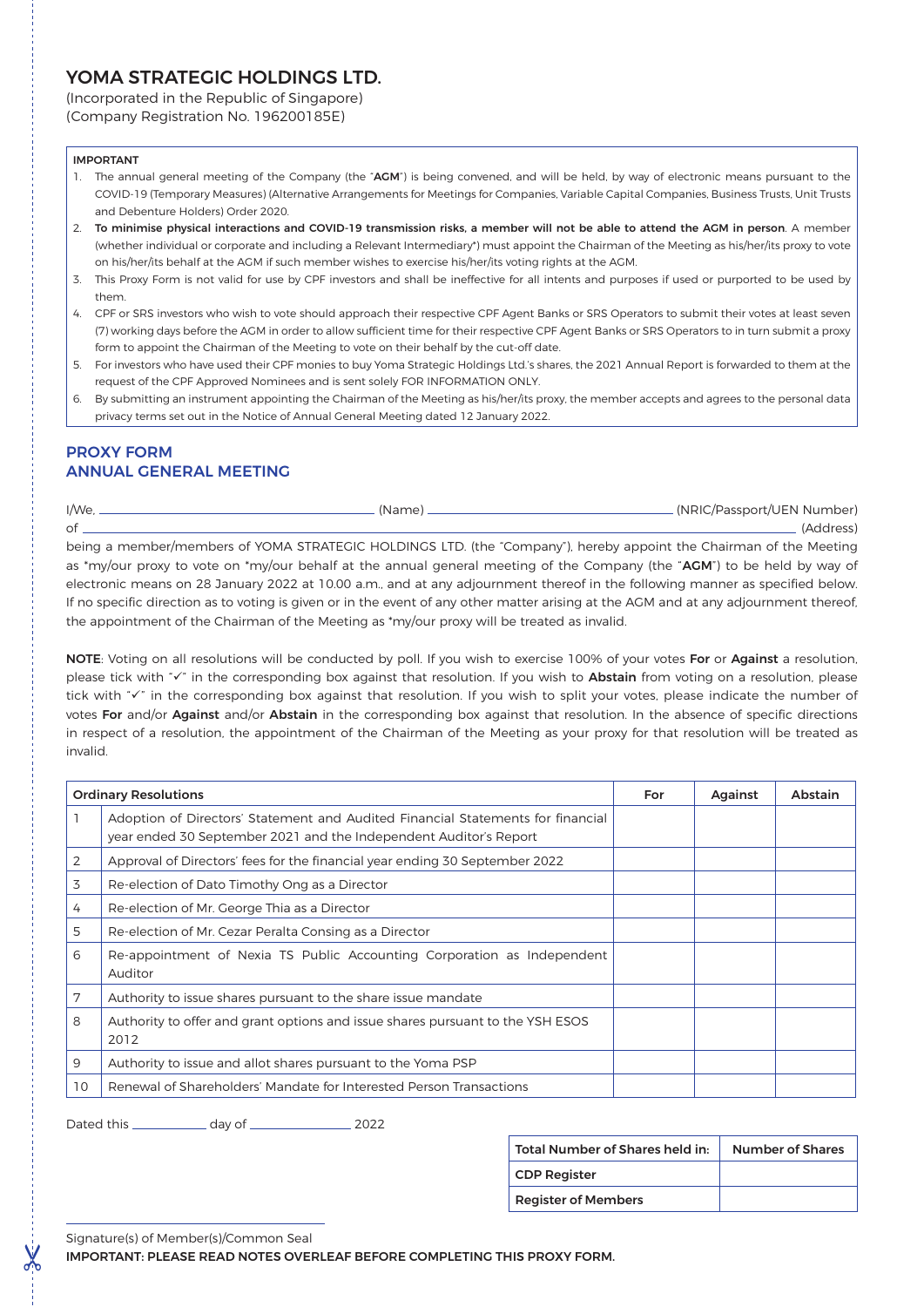# YOMA STRATEGIC HOLDINGS LTD.

(Incorporated in the Republic of Singapore)
(Company Registration No. 196200185E)

**IMPORTANT**

1. The annual general meeting of the Company (the "**AGM**") is being convened, and will be held, by way of electronic means pursuant to the COVID-19 (Temporary Measures) (Alternative Arrangements for Meetings for Companies, Variable Capital Companies, Business Trusts, Unit Trusts and Debenture Holders) Order 2020.
2. **To minimise physical interactions and COVID-19 transmission risks, a member will not be able to attend the AGM in person**. A member (whether individual or corporate and including a Relevant Intermediary*) must appoint the Chairman of the Meeting as his/her/its proxy to vote on his/her/its behalf at the AGM if such member wishes to exercise his/her/its voting rights at the AGM.
3. This Proxy Form is not valid for use by CPF investors and shall be ineffective for all intents and purposes if used or purported to be used by them.
4. CPF or SRS investors who wish to vote should approach their respective CPF Agent Banks or SRS Operators to submit their votes at least seven (7) working days before the AGM in order to allow sufficient time for their respective CPF Agent Banks or SRS Operators to in turn submit a proxy form to appoint the Chairman of the Meeting to vote on their behalf by the cut-off date.
5. For investors who have used their CPF monies to buy Yoma Strategic Holdings Ltd.'s shares, the 2021 Annual Report is forwarded to them at the request of the CPF Approved Nominees and is sent solely FOR INFORMATION ONLY.
6. By submitting an instrument appointing the Chairman of the Meeting as his/her/its proxy, the member accepts and agrees to the personal data privacy terms set out in the Notice of Annual General Meeting dated 12 January 2022.

## PROXY FORM
## ANNUAL GENERAL MEETING

I/We, ____________________ (Name) ____________________ (NRIC/Passport/UEN Number)
of ________________________________________ (Address)
being a member/members of YOMA STRATEGIC HOLDINGS LTD. (the "Company"), hereby appoint the Chairman of the Meeting as *my/our proxy to vote on *my/our behalf at the annual general meeting of the Company (the "**AGM**") to be held by way of electronic means on 28 January 2022 at 10.00 a.m., and at any adjournment thereof in the following manner as specified below. If no specific direction as to voting is given or in the event of any other matter arising at the AGM and at any adjournment thereof, the appointment of the Chairman of the Meeting as *my/our proxy will be treated as invalid.

**NOTE**: Voting on all resolutions will be conducted by poll. If you wish to exercise 100% of your votes **For** or **Against** a resolution, please tick with "✓" in the corresponding box against that resolution. If you wish to **Abstain** from voting on a resolution, please tick with "✓" in the corresponding box against that resolution. If you wish to split your votes, please indicate the number of votes **For** and/or **Against** and/or **Abstain** in the corresponding box against that resolution. In the absence of specific directions in respect of a resolution, the appointment of the Chairman of the Meeting as your proxy for that resolution will be treated as invalid.

| | Ordinary Resolutions | For | Against | Abstain |
|---|---|---|---|---|
| 1 | Adoption of Directors' Statement and Audited Financial Statements for financial year ended 30 September 2021 and the Independent Auditor's Report | | | |
| 2 | Approval of Directors' fees for the financial year ending 30 September 2022 | | | |
| 3 | Re-election of Dato Timothy Ong as a Director | | | |
| 4 | Re-election of Mr. George Thia as a Director | | | |
| 5 | Re-election of Mr. Cezar Peralta Consing as a Director | | | |
| 6 | Re-appointment of Nexia TS Public Accounting Corporation as Independent Auditor | | | |
| 7 | Authority to issue shares pursuant to the share issue mandate | | | |
| 8 | Authority to offer and grant options and issue shares pursuant to the YSH ESOS 2012 | | | |
| 9 | Authority to issue and allot shares pursuant to the Yoma PSP | | | |
| 10 | Renewal of Shareholders' Mandate for Interested Person Transactions | | | |

Dated this __________ day of ______________ 2022

| Total Number of Shares held in: | Number of Shares |
|---|---|
| CDP Register | |
| Register of Members | |

______________________________
Signature(s) of Member(s)/Common Seal

**IMPORTANT: PLEASE READ NOTES OVERLEAF BEFORE COMPLETING THIS PROXY FORM.**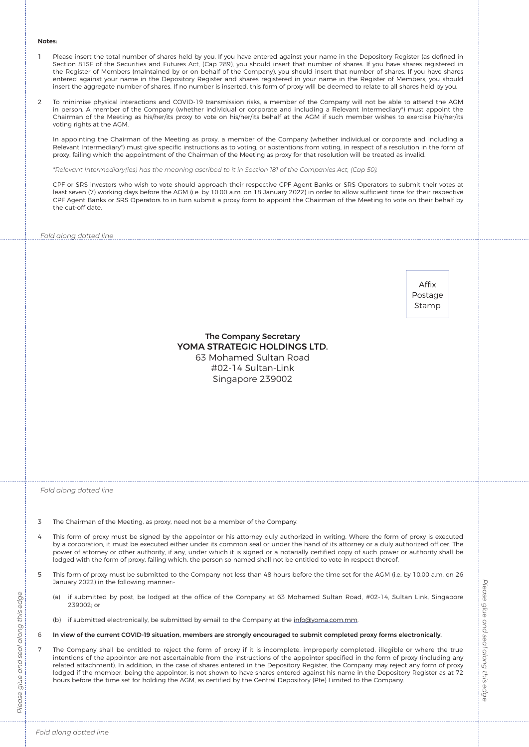**Notes:**

1. Please insert the total number of shares held by you. If you have entered against your name in the Depository Register (as defined in Section 81SF of the Securities and Futures Act, (Cap 289), you should insert that number of shares. If you have shares registered in the Register of Members (maintained by or on behalf of the Company), you should insert that number of shares. If you have shares entered against your name in the Depository Register and shares registered in your name in the Register of Members, you should insert the aggregate number of shares. If no number is inserted, this form of proxy will be deemed to relate to all shares held by you.

2. To minimise physical interactions and COVID-19 transmission risks, a member of the Company will not be able to attend the AGM in person. A member of the Company (whether individual or corporate and including a Relevant Intermediary*) must appoint the Chairman of the Meeting as his/her/its proxy to vote on his/her/its behalf at the AGM if such member wishes to exercise his/her/its voting rights at the AGM.

   In appointing the Chairman of the Meeting as proxy, a member of the Company (whether individual or corporate and including a Relevant Intermediary*) must give specific instructions as to voting, or abstentions from voting, in respect of a resolution in the form of proxy, failing which the appointment of the Chairman of the Meeting as proxy for that resolution will be treated as invalid.

   *\*Relevant Intermediary(ies) has the meaning ascribed to it in Section 181 of the Companies Act, (Cap 50).*

   CPF or SRS investors who wish to vote should approach their respective CPF Agent Banks or SRS Operators to submit their votes at least seven (7) working days before the AGM (i.e. by 10.00 a.m. on 18 January 2022) in order to allow sufficient time for their respective CPF Agent Banks or SRS Operators to in turn submit a proxy form to appoint the Chairman of the Meeting to vote on their behalf by the cut-off date.

*Fold along dotted line*

Affix Postage Stamp

**The Company Secretary**
**YOMA STRATEGIC HOLDINGS LTD.**
63 Mohamed Sultan Road
#02-14 Sultan-Link
Singapore 239002

*Fold along dotted line*

3. The Chairman of the Meeting, as proxy, need not be a member of the Company.

4. This form of proxy must be signed by the appointor or his attorney duly authorized in writing. Where the form of proxy is executed by a corporation, it must be executed either under its common seal or under the hand of its attorney or a duly authorized officer. The power of attorney or other authority, if any, under which it is signed or a notarially certified copy of such power or authority shall be lodged with the form of proxy, failing which, the person so named shall not be entitled to vote in respect thereof.

5. This form of proxy must be submitted to the Company not less than 48 hours before the time set for the AGM (i.e. by 10.00 a.m. on 26 January 2022) in the following manner:-

   (a) if submitted by post, be lodged at the office of the Company at 63 Mohamed Sultan Road, #02-14, Sultan Link, Singapore 239002; or

   (b) if submitted electronically, be submitted by email to the Company at the info@yoma.com.mm.

6. **In view of the current COVID-19 situation, members are strongly encouraged to submit completed proxy forms electronically.**

7. The Company shall be entitled to reject the form of proxy if it is incomplete, improperly completed, illegible or where the true intentions of the appointor are not ascertainable from the instructions of the appointor specified in the form of proxy (including any related attachment). In addition, in the case of shares entered in the Depository Register, the Company may reject any form of proxy lodged if the member, being the appointor, is not shown to have shares entered against his name in the Depository Register as at 72 hours before the time set for holding the AGM, as certified by the Central Depository (Pte) Limited to the Company.

*Please glue and seal along this edge*

*Please glue and seal along this edge*

*Fold along dotted line*